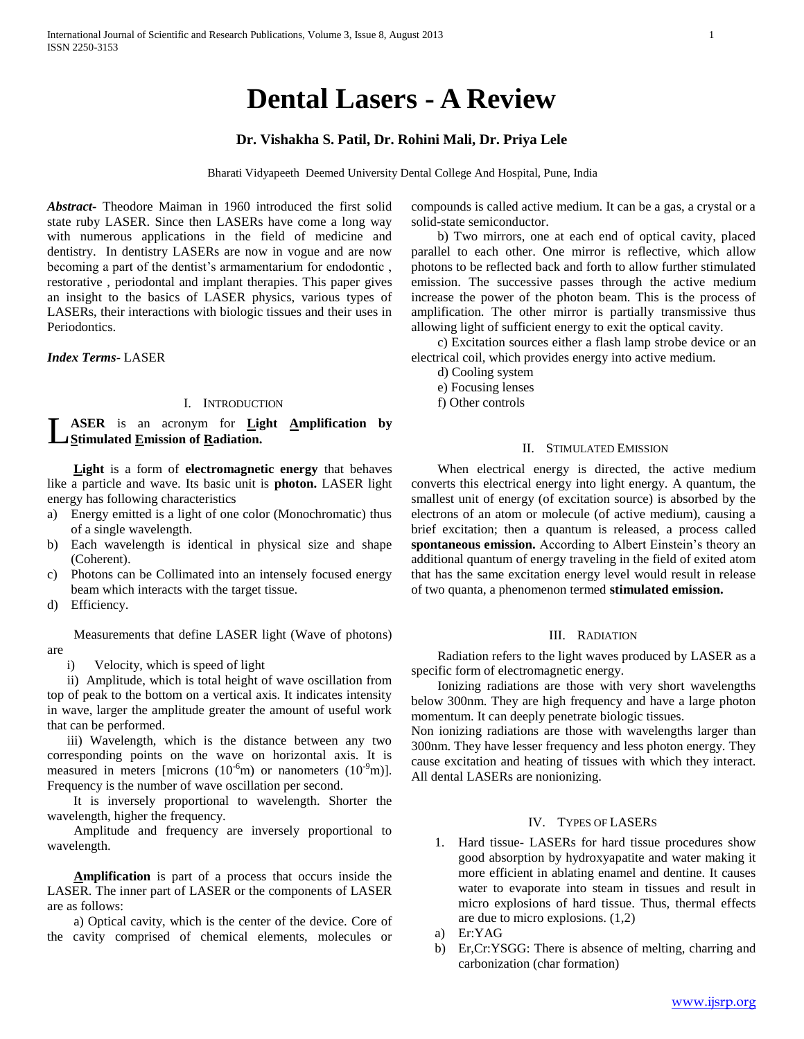# Dental Lasers - A Review

**Dr. Vishakha S. Patil, Dr. Rohini Mali, Dr. Priya Lele**

Bharati Vidyapeeth Deemed University Dental College And Hospital, Pune, India

***Abstract-*** Theodore Maiman in 1960 introduced the first solid state ruby LASER. Since then LASERs have come a long way with numerous applications in the field of medicine and dentistry. In dentistry LASERs are now in vogue and are now becoming a part of the dentist's armamentarium for endodontic , restorative , periodontal and implant therapies. This paper gives an insight to the basics of LASER physics, various types of LASERs, their interactions with biologic tissues and their uses in Periodontics.

***Index Terms-*** LASER

## I. Introduction

**LASER** is an acronym for **Light Amplification by Stimulated Emission of Radiation.**

**Light** is a form of **electromagnetic energy** that behaves like a particle and wave. Its basic unit is **photon.** LASER light energy has following characteristics

a) Energy emitted is a light of one color (Monochromatic) thus of a single wavelength.
b) Each wavelength is identical in physical size and shape (Coherent).
c) Photons can be Collimated into an intensely focused energy beam which interacts with the target tissue.
d) Efficiency.

Measurements that define LASER light (Wave of photons) are

i) Velocity, which is speed of light

ii) Amplitude, which is total height of wave oscillation from top of peak to the bottom on a vertical axis. It indicates intensity in wave, larger the amplitude greater the amount of useful work that can be performed.

iii) Wavelength, which is the distance between any two corresponding points on the wave on horizontal axis. It is measured in meters [microns ($10^{-6}$m) or nanometers ($10^{-9}$m)]. Frequency is the number of wave oscillation per second.

It is inversely proportional to wavelength. Shorter the wavelength, higher the frequency.

Amplitude and frequency are inversely proportional to wavelength.

**Amplification** is part of a process that occurs inside the LASER. The inner part of LASER or the components of LASER are as follows:

a) Optical cavity, which is the center of the device. Core of the cavity comprised of chemical elements, molecules or compounds is called active medium. It can be a gas, a crystal or a solid-state semiconductor.

b) Two mirrors, one at each end of optical cavity, placed parallel to each other. One mirror is reflective, which allow photons to be reflected back and forth to allow further stimulated emission. The successive passes through the active medium increase the power of the photon beam. This is the process of amplification. The other mirror is partially transmissive thus allowing light of sufficient energy to exit the optical cavity.

c) Excitation sources either a flash lamp strobe device or an electrical coil, which provides energy into active medium.

d) Cooling system

e) Focusing lenses

f) Other controls

## II. Stimulated Emission

When electrical energy is directed, the active medium converts this electrical energy into light energy. A quantum, the smallest unit of energy (of excitation source) is absorbed by the electrons of an atom or molecule (of active medium), causing a brief excitation; then a quantum is released, a process called **spontaneous emission.** According to Albert Einstein's theory an additional quantum of energy traveling in the field of exited atom that has the same excitation energy level would result in release of two quanta, a phenomenon termed **stimulated emission.**

## III. Radiation

Radiation refers to the light waves produced by LASER as a specific form of electromagnetic energy.

Ionizing radiations are those with very short wavelengths below 300nm. They are high frequency and have a large photon momentum. It can deeply penetrate biologic tissues.

Non ionizing radiations are those with wavelengths larger than 300nm. They have lesser frequency and less photon energy. They cause excitation and heating of tissues with which they interact. All dental LASERs are nonionizing.

## IV. Types of LASERs

1. Hard tissue- LASERs for hard tissue procedures show good absorption by hydroxyapatite and water making it more efficient in ablating enamel and dentine. It causes water to evaporate into steam in tissues and result in micro explosions of hard tissue. Thus, thermal effects are due to micro explosions. (1,2)

a) Er:YAG
b) Er,Cr:YSGG: There is absence of melting, charring and carbonization (char formation)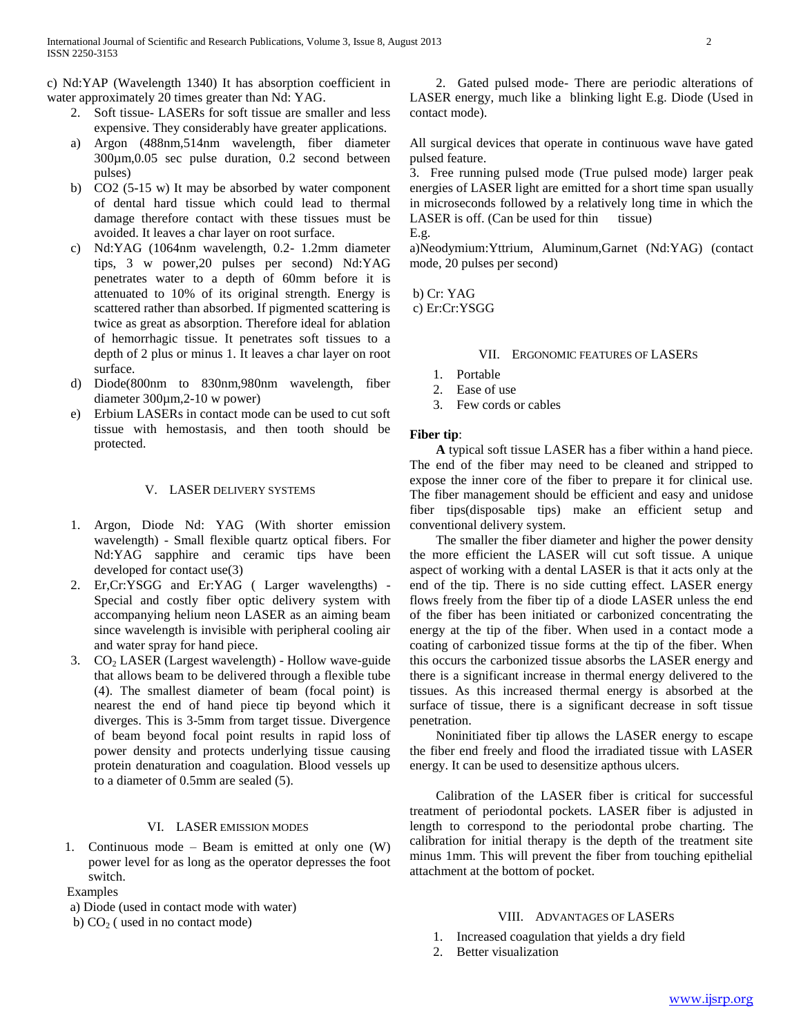c) Nd:YAP (Wavelength 1340) It has absorption coefficient in water approximately 20 times greater than Nd: YAG.

2. Soft tissue- LASERs for soft tissue are smaller and less expensive. They considerably have greater applications.

a) Argon (488nm,514nm wavelength, fiber diameter 300µm,0.05 sec pulse duration, 0.2 second between pulses)

b) CO2 (5-15 w) It may be absorbed by water component of dental hard tissue which could lead to thermal damage therefore contact with these tissues must be avoided. It leaves a char layer on root surface.

c) Nd:YAG (1064nm wavelength, 0.2- 1.2mm diameter tips, 3 w power,20 pulses per second) Nd:YAG penetrates water to a depth of 60mm before it is attenuated to 10% of its original strength. Energy is scattered rather than absorbed. If pigmented scattering is twice as great as absorption. Therefore ideal for ablation of hemorrhagic tissue. It penetrates soft tissues to a depth of 2 plus or minus 1. It leaves a char layer on root surface.

d) Diode(800nm to 830nm,980nm wavelength, fiber diameter 300µm,2-10 w power)

e) Erbium LASERs in contact mode can be used to cut soft tissue with hemostasis, and then tooth should be protected.

## V. LASER DELIVERY SYSTEMS

1. Argon, Diode Nd: YAG (With shorter emission wavelength) - Small flexible quartz optical fibers. For Nd:YAG sapphire and ceramic tips have been developed for contact use(3)
2. Er,Cr:YSGG and Er:YAG ( Larger wavelengths) - Special and costly fiber optic delivery system with accompanying helium neon LASER as an aiming beam since wavelength is invisible with peripheral cooling air and water spray for hand piece.
3. $CO_2$ LASER (Largest wavelength) - Hollow wave-guide that allows beam to be delivered through a flexible tube (4). The smallest diameter of beam (focal point) is nearest the end of hand piece tip beyond which it diverges. This is 3-5mm from target tissue. Divergence of beam beyond focal point results in rapid loss of power density and protects underlying tissue causing protein denaturation and coagulation. Blood vessels up to a diameter of 0.5mm are sealed (5).

## VI. LASER EMISSION MODES

1. Continuous mode – Beam is emitted at only one (W) power level for as long as the operator depresses the foot switch.

Examples

a) Diode (used in contact mode with water)

b) $CO_2$ ( used in no contact mode)

2. Gated pulsed mode- There are periodic alterations of LASER energy, much like a blinking light E.g. Diode (Used in contact mode).

All surgical devices that operate in continuous wave have gated pulsed feature.

3. Free running pulsed mode (True pulsed mode) larger peak energies of LASER light are emitted for a short time span usually in microseconds followed by a relatively long time in which the LASER is off. (Can be used for thin tissue)

E.g.

a)Neodymium:Yttrium, Aluminum,Garnet (Nd:YAG) (contact mode, 20 pulses per second)

b) Cr: YAG

c) Er:Cr:YSGG

## VII. ERGONOMIC FEATURES OF LASERs

1. Portable
2. Ease of use
3. Few cords or cables

**Fiber tip**:

**A** typical soft tissue LASER has a fiber within a hand piece. The end of the fiber may need to be cleaned and stripped to expose the inner core of the fiber to prepare it for clinical use. The fiber management should be efficient and easy and unidose fiber tips(disposable tips) make an efficient setup and conventional delivery system.

The smaller the fiber diameter and higher the power density the more efficient the LASER will cut soft tissue. A unique aspect of working with a dental LASER is that it acts only at the end of the tip. There is no side cutting effect. LASER energy flows freely from the fiber tip of a diode LASER unless the end of the fiber has been initiated or carbonized concentrating the energy at the tip of the fiber. When used in a contact mode a coating of carbonized tissue forms at the tip of the fiber. When this occurs the carbonized tissue absorbs the LASER energy and there is a significant increase in thermal energy delivered to the tissues. As this increased thermal energy is absorbed at the surface of tissue, there is a significant decrease in soft tissue penetration.

Noninitiated fiber tip allows the LASER energy to escape the fiber end freely and flood the irradiated tissue with LASER energy. It can be used to desensitize apthous ulcers.

Calibration of the LASER fiber is critical for successful treatment of periodontal pockets. LASER fiber is adjusted in length to correspond to the periodontal probe charting. The calibration for initial therapy is the depth of the treatment site minus 1mm. This will prevent the fiber from touching epithelial attachment at the bottom of pocket.

## VIII. ADVANTAGES OF LASERs

1. Increased coagulation that yields a dry field
2. Better visualization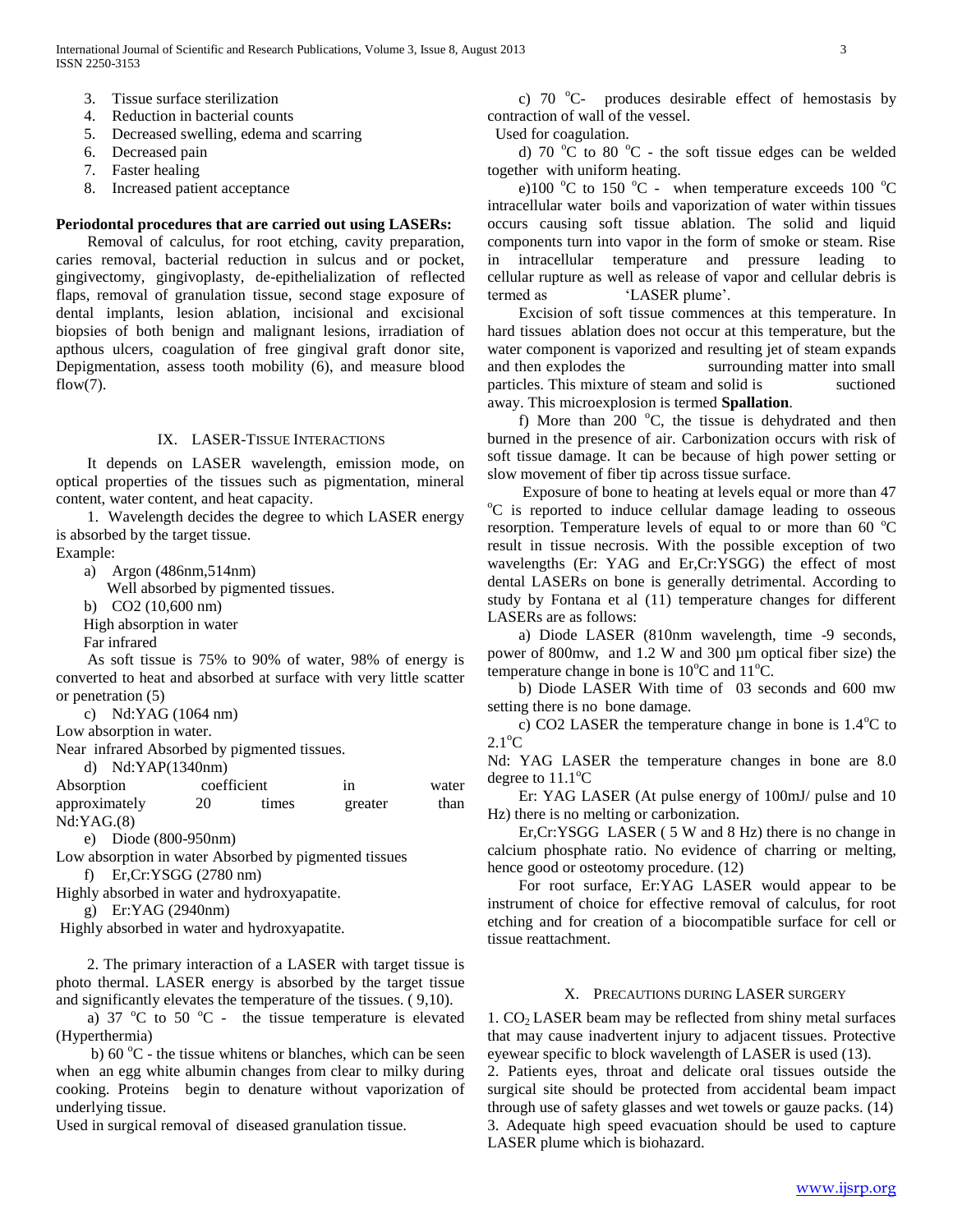3. Tissue surface sterilization
4. Reduction in bacterial counts
5. Decreased swelling, edema and scarring
6. Decreased pain
7. Faster healing
8. Increased patient acceptance

**Periodontal procedures that are carried out using LASERs:**

Removal of calculus, for root etching, cavity preparation, caries removal, bacterial reduction in sulcus and or pocket, gingivectomy, gingivoplasty, de-epithelialization of reflected flaps, removal of granulation tissue, second stage exposure of dental implants, lesion ablation, incisional and excisional biopsies of both benign and malignant lesions, irradiation of apthous ulcers, coagulation of free gingival graft donor site, Depigmentation, assess tooth mobility (6), and measure blood flow(7).

## IX. LASER-Tissue Interactions

It depends on LASER wavelength, emission mode, on optical properties of the tissues such as pigmentation, mineral content, water content, and heat capacity.

1. Wavelength decides the degree to which LASER energy is absorbed by the target tissue.

Example:

a) Argon (486nm,514nm)
   Well absorbed by pigmented tissues.

b) CO2 (10,600 nm)
   High absorption in water
   Far infrared

As soft tissue is 75% to 90% of water, 98% of energy is converted to heat and absorbed at surface with very little scatter or penetration (5)

c) Nd:YAG (1064 nm)

Low absorption in water.

Near infrared Absorbed by pigmented tissues.

d) Nd:YAP(1340nm)

Absorption coefficient in water approximately 20 times greater than Nd:YAG.(8)

e) Diode (800-950nm)

Low absorption in water Absorbed by pigmented tissues

f) Er,Cr:YSGG (2780 nm)

Highly absorbed in water and hydroxyapatite.

g) Er:YAG (2940nm)

Highly absorbed in water and hydroxyapatite.

2. The primary interaction of a LASER with target tissue is photo thermal. LASER energy is absorbed by the target tissue and significantly elevates the temperature of the tissues. ( 9,10).

a) 37 $^{o}$C to 50 $^{o}$C - the tissue temperature is elevated (Hyperthermia)

b) 60 $^{o}$C - the tissue whitens or blanches, which can be seen when an egg white albumin changes from clear to milky during cooking. Proteins begin to denature without vaporization of underlying tissue.

Used in surgical removal of diseased granulation tissue.

c) 70 $^{o}$C- produces desirable effect of hemostasis by contraction of wall of the vessel.

Used for coagulation.

d) 70 $^{o}$C to 80 $^{o}$C - the soft tissue edges can be welded together with uniform heating.

e)100 $^{o}$C to 150 $^{o}$C - when temperature exceeds 100 $^{o}$C intracellular water boils and vaporization of water within tissues occurs causing soft tissue ablation. The solid and liquid components turn into vapor in the form of smoke or steam. Rise in intracellular temperature and pressure leading to cellular rupture as well as release of vapor and cellular debris is termed as 'LASER plume'.

Excision of soft tissue commences at this temperature. In hard tissues ablation does not occur at this temperature, but the water component is vaporized and resulting jet of steam expands and then explodes the surrounding matter into small particles. This mixture of steam and solid is suctioned away. This microexplosion is termed **Spallation**.

f) More than 200 $^{o}$C, the tissue is dehydrated and then burned in the presence of air. Carbonization occurs with risk of soft tissue damage. It can be because of high power setting or slow movement of fiber tip across tissue surface.

Exposure of bone to heating at levels equal or more than 47 $^{o}$C is reported to induce cellular damage leading to osseous resorption. Temperature levels of equal to or more than 60 $^{o}$C result in tissue necrosis. With the possible exception of two wavelengths (Er: YAG and Er,Cr:YSGG) the effect of most dental LASERs on bone is generally detrimental. According to study by Fontana et al (11) temperature changes for different LASERs are as follows:

a) Diode LASER (810nm wavelength, time -9 seconds, power of 800mw, and 1.2 W and 300 µm optical fiber size) the temperature change in bone is 10$^{o}$C and 11$^{o}$C.

b) Diode LASER With time of 03 seconds and 600 mw setting there is no bone damage.

c) CO2 LASER the temperature change in bone is 1.4$^{o}$C to 2.1$^{o}$C

Nd: YAG LASER the temperature changes in bone are 8.0 degree to 11.1$^{o}$C

Er: YAG LASER (At pulse energy of 100mJ/ pulse and 10 Hz) there is no melting or carbonization.

Er,Cr:YSGG LASER ( 5 W and 8 Hz) there is no change in calcium phosphate ratio. No evidence of charring or melting, hence good or osteotomy procedure. (12)

For root surface, Er:YAG LASER would appear to be instrument of choice for effective removal of calculus, for root etching and for creation of a biocompatible surface for cell or tissue reattachment.

## X. Precautions during LASER surgery

1. $CO_2$ LASER beam may be reflected from shiny metal surfaces that may cause inadvertent injury to adjacent tissues. Protective eyewear specific to block wavelength of LASER is used (13).
2. Patients eyes, throat and delicate oral tissues outside the surgical site should be protected from accidental beam impact through use of safety glasses and wet towels or gauze packs. (14)
3. Adequate high speed evacuation should be used to capture LASER plume which is biohazard.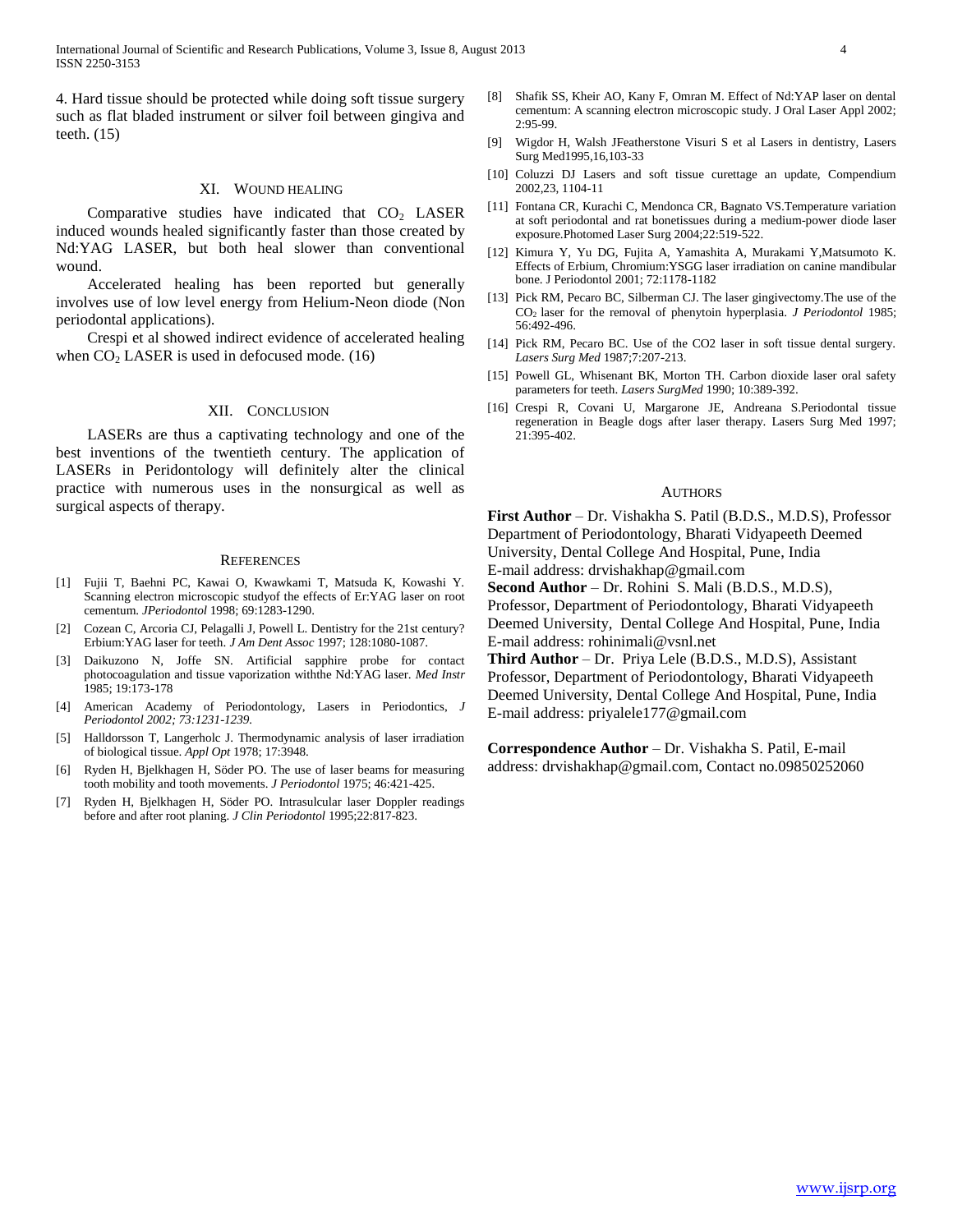4. Hard tissue should be protected while doing soft tissue surgery such as flat bladed instrument or silver foil between gingiva and teeth. (15)

## XI. Wound Healing

Comparative studies have indicated that $CO_2$ LASER induced wounds healed significantly faster than those created by Nd:YAG LASER, but both heal slower than conventional wound.

Accelerated healing has been reported but generally involves use of low level energy from Helium-Neon diode (Non periodontal applications).

Crespi et al showed indirect evidence of accelerated healing when $CO_2$ LASER is used in defocused mode. (16)

## XII. Conclusion

LASERs are thus a captivating technology and one of the best inventions of the twentieth century. The application of LASERs in Peridontology will definitely alter the clinical practice with numerous uses in the nonsurgical as well as surgical aspects of therapy.

## References

[1] Fujii T, Baehni PC, Kawai O, Kwawkami T, Matsuda K, Kowashi Y. Scanning electron microscopic studyof the effects of Er:YAG laser on root cementum. *JPeriodontol* 1998; 69:1283-1290.

[2] Cozean C, Arcoria CJ, Pelagalli J, Powell L. Dentistry for the 21st century? Erbium:YAG laser for teeth. *J Am Dent Assoc* 1997; 128:1080-1087.

[3] Daikuzono N, Joffe SN. Artificial sapphire probe for contact photocoagulation and tissue vaporization withthe Nd:YAG laser. *Med Instr* 1985; 19:173-178

[4] American Academy of Periodontology, Lasers in Periodontics, *J Periodontol 2002; 73:1231-1239.*

[5] Halldorsson T, Langerholc J. Thermodynamic analysis of laser irradiation of biological tissue. *Appl Opt* 1978; 17:3948.

[6] Ryden H, Bjelkhagen H, Söder PO. The use of laser beams for measuring tooth mobility and tooth movements. *J Periodontol* 1975; 46:421-425.

[7] Ryden H, Bjelkhagen H, Söder PO. Intrasulcular laser Doppler readings before and after root planing. *J Clin Periodontol* 1995;22:817-823.

[8] Shafik SS, Kheir AO, Kany F, Omran M. Effect of Nd:YAP laser on dental cementum: A scanning electron microscopic study. J Oral Laser Appl 2002; 2:95-99.

[9] Wigdor H, Walsh JFeatherstone Visuri S et al Lasers in dentistry, Lasers Surg Med1995,16,103-33

[10] Coluzzi DJ Lasers and soft tissue curettage an update, Compendium 2002,23, 1104-11

[11] Fontana CR, Kurachi C, Mendonca CR, Bagnato VS.Temperature variation at soft periodontal and rat bonetissues during a medium-power diode laser exposure.Photomed Laser Surg 2004;22:519-522.

[12] Kimura Y, Yu DG, Fujita A, Yamashita A, Murakami Y,Matsumoto K. Effects of Erbium, Chromium:YSGG laser irradiation on canine mandibular bone. J Periodontol 2001; 72:1178-1182

[13] Pick RM, Pecaro BC, Silberman CJ. The laser gingivectomy.The use of the $CO_2$ laser for the removal of phenytoin hyperplasia. *J Periodontol* 1985; 56:492-496.

[14] Pick RM, Pecaro BC. Use of the CO2 laser in soft tissue dental surgery. *Lasers Surg Med* 1987;7:207-213.

[15] Powell GL, Whisenant BK, Morton TH. Carbon dioxide laser oral safety parameters for teeth. *Lasers SurgMed* 1990; 10:389-392.

[16] Crespi R, Covani U, Margarone JE, Andreana S.Periodontal tissue regeneration in Beagle dogs after laser therapy. Lasers Surg Med 1997; 21:395-402.

## Authors

**First Author** – Dr. Vishakha S. Patil (B.D.S., M.D.S), Professor Department of Periodontology, Bharati Vidyapeeth Deemed University, Dental College And Hospital, Pune, India
E-mail address: drvishakhap@gmail.com

**Second Author** – Dr. Rohini S. Mali (B.D.S., M.D.S), Professor, Department of Periodontology, Bharati Vidyapeeth Deemed University, Dental College And Hospital, Pune, India
E-mail address: rohinimali@vsnl.net

**Third Author** – Dr. Priya Lele (B.D.S., M.D.S), Assistant Professor, Department of Periodontology, Bharati Vidyapeeth Deemed University, Dental College And Hospital, Pune, India
E-mail address: priyalele177@gmail.com

**Correspondence Author** – Dr. Vishakha S. Patil, E-mail address: drvishakhap@gmail.com, Contact no.09850252060